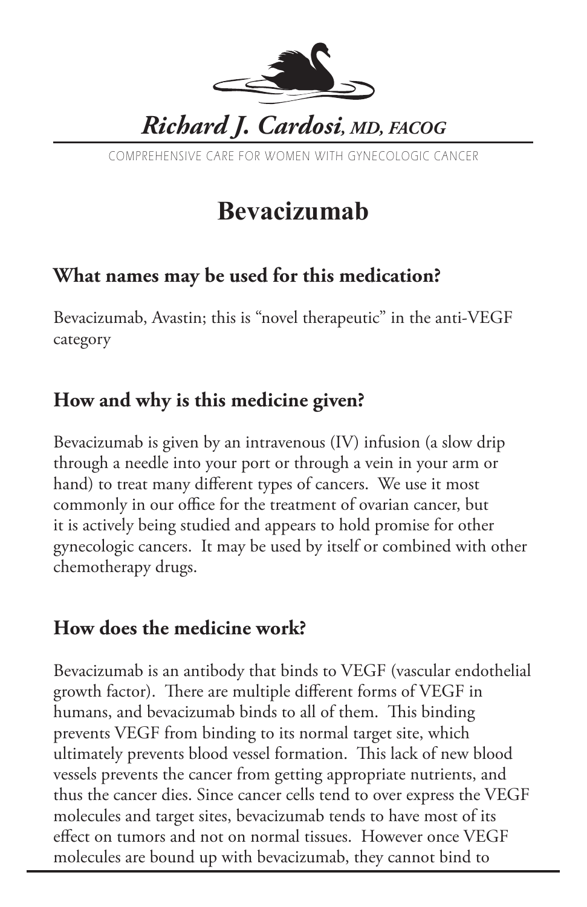*Richard J. Cardosi, MD, FACOG*

COMPREHENSIVE CARE FOR WOMEN WITH GYNECOLOGIC CANCER

# Bevacizumab

## What names may be used for this medication?

Bevacizumab, Avastin; this is "novel therapeutic" in the anti-VEGF category

## How and why is this medicine given?

Bevacizumab is given by an intravenous (IV) infusion (a slow drip through a needle into your port or through a vein in your arm or hand) to treat many different types of cancers. We use it most commonly in our office for the treatment of ovarian cancer, but it is actively being studied and appears to hold promise for other gynecologic cancers. It may be used by itself or combined with other chemotherapy drugs.

## How does the medicine work?

Bevacizumab is an antibody that binds to VEGF (vascular endothelial growth factor). There are multiple different forms of VEGF in humans, and bevacizumab binds to all of them. This binding prevents VEGF from binding to its normal target site, which ultimately prevents blood vessel formation. This lack of new blood vessels prevents the cancer from getting appropriate nutrients, and thus the cancer dies. Since cancer cells tend to over express the VEGF molecules and target sites, bevacizumab tends to have most of its effect on tumors and not on normal tissues. However once VEGF molecules are bound up with bevacizumab, they cannot bind to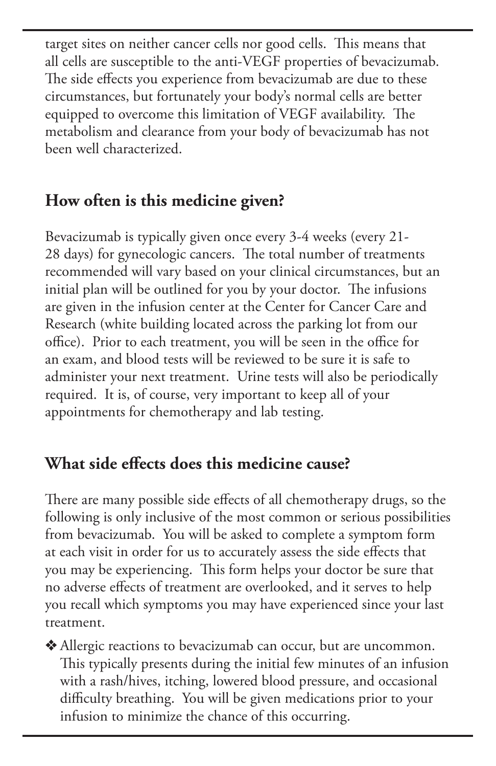target sites on neither cancer cells nor good cells. This means that all cells are susceptible to the anti-VEGF properties of bevacizumab. The side effects you experience from bevacizumab are due to these circumstances, but fortunately your body's normal cells are better equipped to overcome this limitation of VEGF availability. The metabolism and clearance from your body of bevacizumab has not been well characterized.

## How often is this medicine given?

Bevacizumab is typically given once every 3-4 weeks (every 21-28 days) for gynecologic cancers. The total number of treatments recommended will vary based on your clinical circumstances, but an initial plan will be outlined for you by your doctor. The infusions are given in the infusion center at the Center for Cancer Care and Research (white building located across the parking lot from our office). Prior to each treatment, you will be seen in the office for an exam, and blood tests will be reviewed to be sure it is safe to administer your next treatment. Urine tests will also be periodically required. It is, of course, very important to keep all of your appointments for chemotherapy and lab testing.

## What side effects does this medicine cause?

There are many possible side effects of all chemotherapy drugs, so the following is only inclusive of the most common or serious possibilities from bevacizumab. You will be asked to complete a symptom form at each visit in order for us to accurately assess the side effects that you may be experiencing. This form helps your doctor be sure that no adverse effects of treatment are overlooked, and it serves to help you recall which symptoms you may have experienced since your last treatment.

- ❖ Allergic reactions to bevacizumab can occur, but are uncommon. This typically presents during the initial few minutes of an infusion with a rash/hives, itching, lowered blood pressure, and occasional difficulty breathing. You will be given medications prior to your infusion to minimize the chance of this occurring.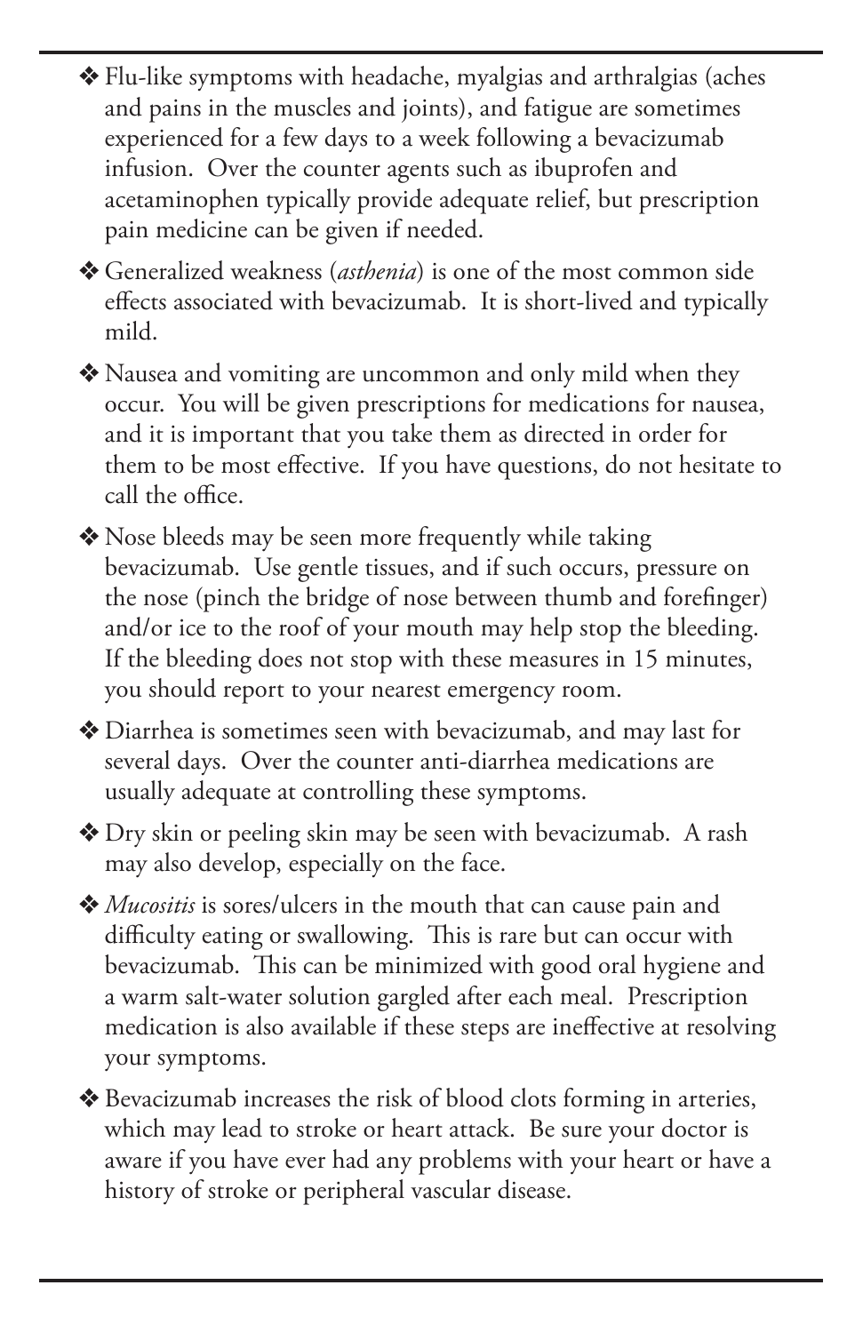❖ Flu-like symptoms with headache, myalgias and arthralgias (aches and pains in the muscles and joints), and fatigue are sometimes experienced for a few days to a week following a bevacizumab infusion. Over the counter agents such as ibuprofen and acetaminophen typically provide adequate relief, but prescription pain medicine can be given if needed.

❖ Generalized weakness (*asthenia*) is one of the most common side effects associated with bevacizumab. It is short-lived and typically mild.

❖ Nausea and vomiting are uncommon and only mild when they occur. You will be given prescriptions for medications for nausea, and it is important that you take them as directed in order for them to be most effective. If you have questions, do not hesitate to call the office.

❖ Nose bleeds may be seen more frequently while taking bevacizumab. Use gentle tissues, and if such occurs, pressure on the nose (pinch the bridge of nose between thumb and forefinger) and/or ice to the roof of your mouth may help stop the bleeding. If the bleeding does not stop with these measures in 15 minutes, you should report to your nearest emergency room.

❖ Diarrhea is sometimes seen with bevacizumab, and may last for several days. Over the counter anti-diarrhea medications are usually adequate at controlling these symptoms.

❖ Dry skin or peeling skin may be seen with bevacizumab. A rash may also develop, especially on the face.

❖ *Mucositis* is sores/ulcers in the mouth that can cause pain and difficulty eating or swallowing. This is rare but can occur with bevacizumab. This can be minimized with good oral hygiene and a warm salt-water solution gargled after each meal. Prescription medication is also available if these steps are ineffective at resolving your symptoms.

❖ Bevacizumab increases the risk of blood clots forming in arteries, which may lead to stroke or heart attack. Be sure your doctor is aware if you have ever had any problems with your heart or have a history of stroke or peripheral vascular disease.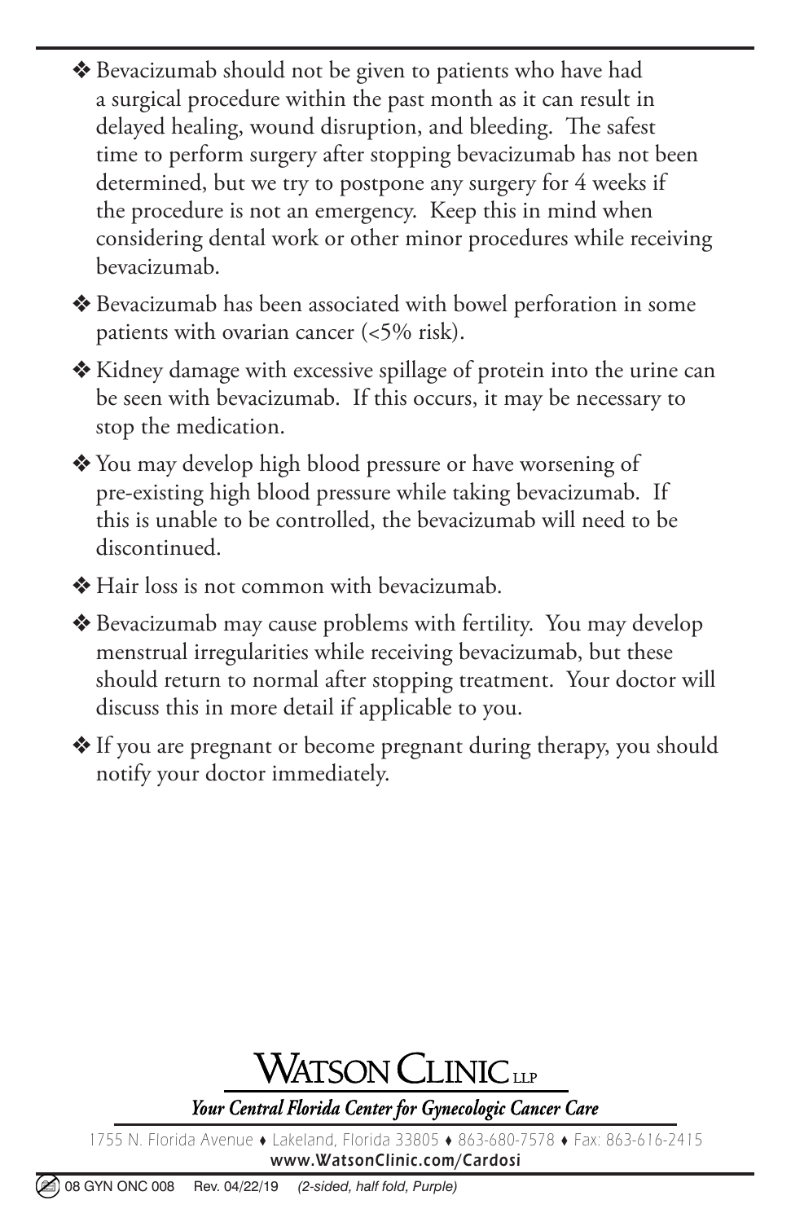- ❖ Bevacizumab should not be given to patients who have had a surgical procedure within the past month as it can result in delayed healing, wound disruption, and bleeding. The safest time to perform surgery after stopping bevacizumab has not been determined, but we try to postpone any surgery for 4 weeks if the procedure is not an emergency. Keep this in mind when considering dental work or other minor procedures while receiving bevacizumab.
- ❖ Bevacizumab has been associated with bowel perforation in some patients with ovarian cancer (<5% risk).
- ❖ Kidney damage with excessive spillage of protein into the urine can be seen with bevacizumab. If this occurs, it may be necessary to stop the medication.
- ❖ You may develop high blood pressure or have worsening of pre-existing high blood pressure while taking bevacizumab. If this is unable to be controlled, the bevacizumab will need to be discontinued.
- ❖ Hair loss is not common with bevacizumab.
- ❖ Bevacizumab may cause problems with fertility. You may develop menstrual irregularities while receiving bevacizumab, but these should return to normal after stopping treatment. Your doctor will discuss this in more detail if applicable to you.
- ❖ If you are pregnant or become pregnant during therapy, you should notify your doctor immediately.

**WATSON CLINIC LLP**

***Your Central Florida Center for Gynecologic Cancer Care***

1755 N. Florida Avenue ♦ Lakeland, Florida 33805 ♦ 863-680-7578 ♦ Fax: 863-616-2415

**www.WatsonClinic.com/Cardosi**

08 GYN ONC 008 Rev. 04/22/19 *(2-sided, half fold, Purple)*